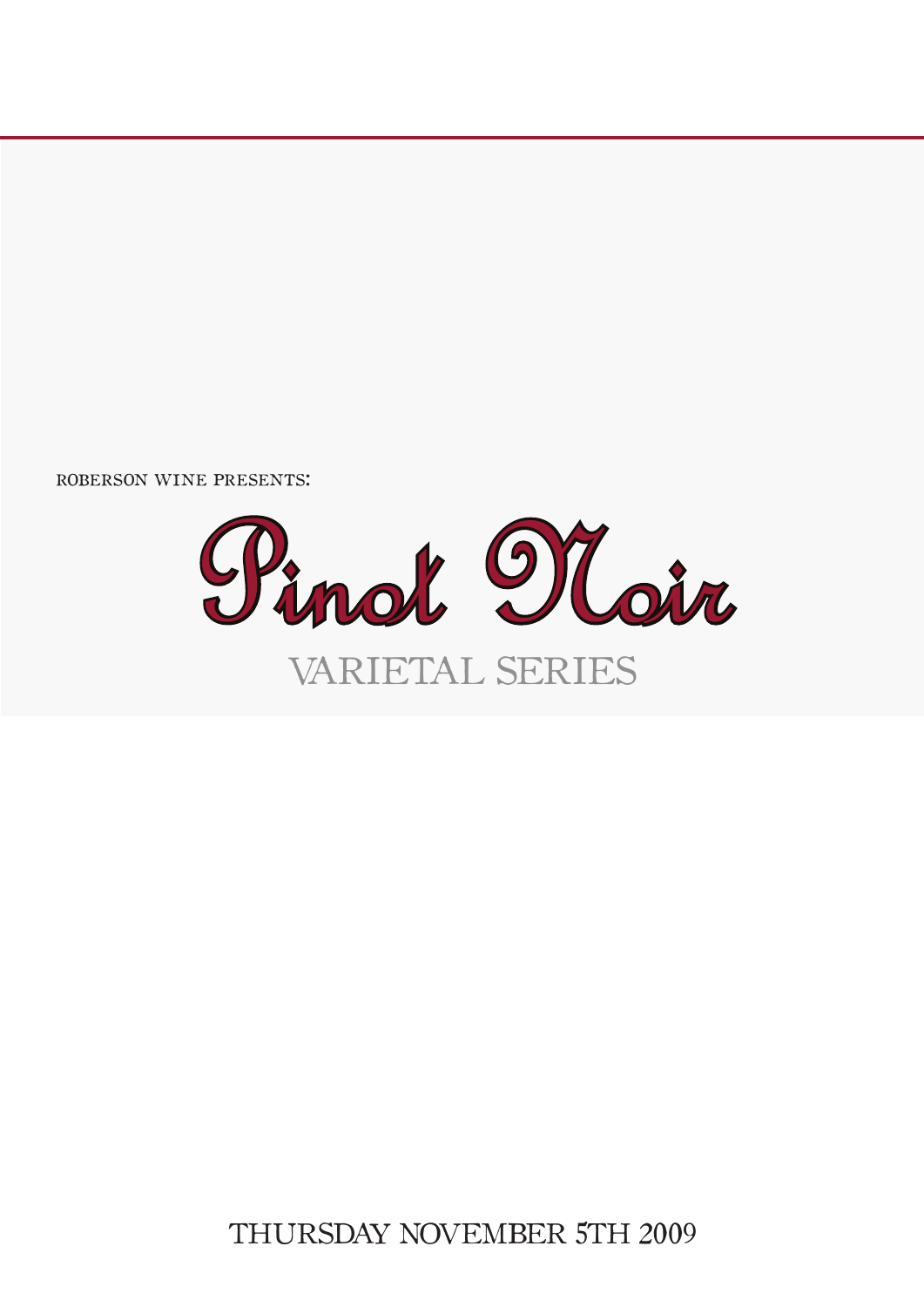ROBERSON WINE PRESENTS:

# Pinot Noir

## VARIETAL SERIES

THURSDAY NOVEMBER 5TH 2009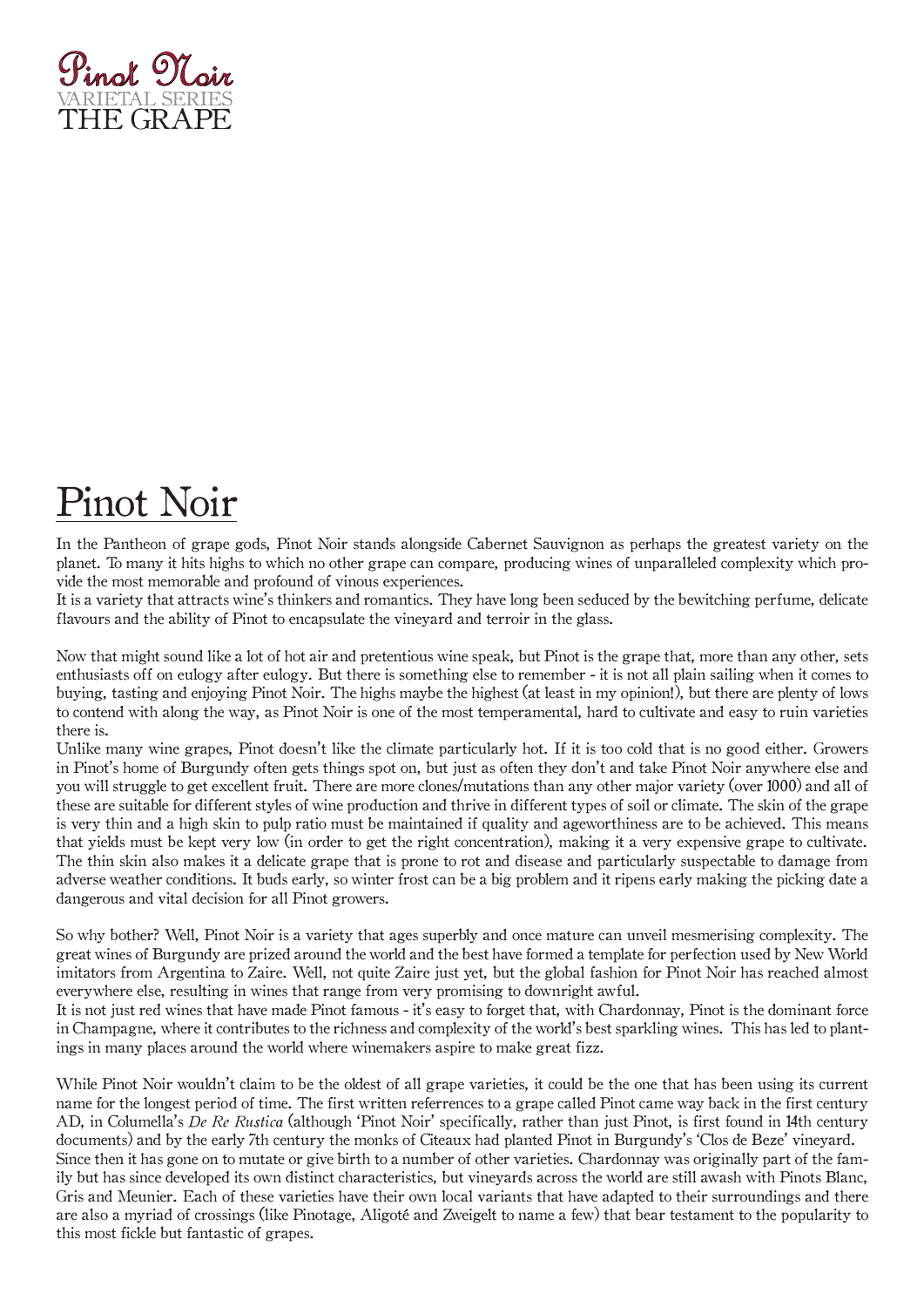# Pinot Noir

In the Pantheon of grape gods, Pinot Noir stands alongside Cabernet Sauvignon as perhaps the greatest variety on the planet. To many it hits highs to which no other grape can compare, producing wines of unparalleled complexity which provide the most memorable and profound of vinous experiences.
It is a variety that attracts wine's thinkers and romantics. They have long been seduced by the bewitching perfume, delicate flavours and the ability of Pinot to encapsulate the vineyard and terroir in the glass.

Now that might sound like a lot of hot air and pretentious wine speak, but Pinot is the grape that, more than any other, sets enthusiasts off on eulogy after eulogy. But there is something else to remember - it is not all plain sailing when it comes to buying, tasting and enjoying Pinot Noir. The highs maybe the highest (at least in my opinion!), but there are plenty of lows to contend with along the way, as Pinot Noir is one of the most temperamental, hard to cultivate and easy to ruin varieties there is.
Unlike many wine grapes, Pinot doesn't like the climate particularly hot. If it is too cold that is no good either. Growers in Pinot's home of Burgundy often gets things spot on, but just as often they don't and take Pinot Noir anywhere else and you will struggle to get excellent fruit. There are more clones/mutations than any other major variety (over 1000) and all of these are suitable for different styles of wine production and thrive in different types of soil or climate. The skin of the grape is very thin and a high skin to pulp ratio must be maintained if quality and ageworthiness are to be achieved. This means that yields must be kept very low (in order to get the right concentration), making it a very expensive grape to cultivate. The thin skin also makes it a delicate grape that is prone to rot and disease and particularly suspectable to damage from adverse weather conditions. It buds early, so winter frost can be a big problem and it ripens early making the picking date a dangerous and vital decision for all Pinot growers.

So why bother? Well, Pinot Noir is a variety that ages superbly and once mature can unveil mesmerising complexity. The great wines of Burgundy are prized around the world and the best have formed a template for perfection used by New World imitators from Argentina to Zaire. Well, not quite Zaire just yet, but the global fashion for Pinot Noir has reached almost everywhere else, resulting in wines that range from very promising to downright awful.
It is not just red wines that have made Pinot famous - it's easy to forget that, with Chardonnay, Pinot is the dominant force in Champagne, where it contributes to the richness and complexity of the world's best sparkling wines. This has led to plantings in many places around the world where winemakers aspire to make great fizz.

While Pinot Noir wouldn't claim to be the oldest of all grape varieties, it could be the one that has been using its current name for the longest period of time. The first written referrences to a grape called Pinot came way back in the first century AD, in Columella's *De Re Rustica* (although 'Pinot Noir' specifically, rather than just Pinot, is first found in 14th century documents) and by the early 7th century the monks of Citeaux had planted Pinot in Burgundy's 'Clos de Beze' vineyard.
Since then it has gone on to mutate or give birth to a number of other varieties. Chardonnay was originally part of the family but has since developed its own distinct characteristics, but vineyards across the world are still awash with Pinots Blanc, Gris and Meunier. Each of these varieties have their own local variants that have adapted to their surroundings and there are also a myriad of crossings (like Pinotage, Aligoté and Zweigelt to name a few) that bear testament to the popularity to this most fickle but fantastic of grapes.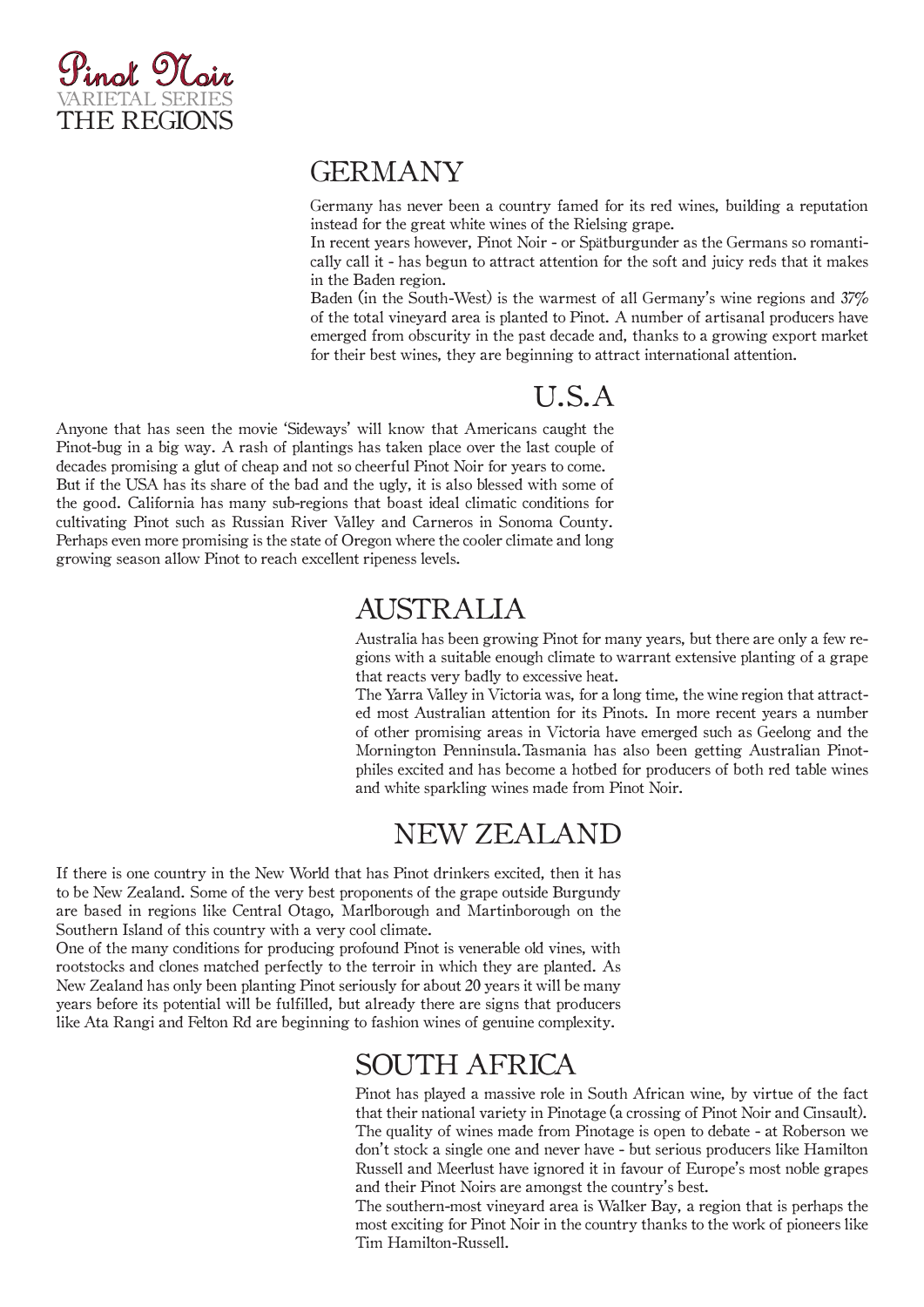# Pinot Noir
VARIETAL SERIES
THE REGIONS

## GERMANY

Germany has never been a country famed for its red wines, building a reputation instead for the great white wines of the Rielsing grape.

In recent years however, Pinot Noir - or Spätburgunder as the Germans so romantically call it - has begun to attract attention for the soft and juicy reds that it makes in the Baden region.

Baden (in the South-West) is the warmest of all Germany's wine regions and 37% of the total vineyard area is planted to Pinot. A number of artisanal producers have emerged from obscurity in the past decade and, thanks to a growing export market for their best wines, they are beginning to attract international attention.

## U.S.A

Anyone that has seen the movie 'Sideways' will know that Americans caught the Pinot-bug in a big way. A rash of plantings has taken place over the last couple of decades promising a glut of cheap and not so cheerful Pinot Noir for years to come.

But if the USA has its share of the bad and the ugly, it is also blessed with some of the good. California has many sub-regions that boast ideal climatic conditions for cultivating Pinot such as Russian River Valley and Carneros in Sonoma County. Perhaps even more promising is the state of Oregon where the cooler climate and long growing season allow Pinot to reach excellent ripeness levels.

## AUSTRALIA

Australia has been growing Pinot for many years, but there are only a few regions with a suitable enough climate to warrant extensive planting of a grape that reacts very badly to excessive heat.

The Yarra Valley in Victoria was, for a long time, the wine region that attracted most Australian attention for its Pinots. In more recent years a number of other promising areas in Victoria have emerged such as Geelong and the Mornington Penninsula. Tasmania has also been getting Australian Pinotphiles excited and has become a hotbed for producers of both red table wines and white sparkling wines made from Pinot Noir.

## NEW ZEALAND

If there is one country in the New World that has Pinot drinkers excited, then it has to be New Zealand. Some of the very best proponents of the grape outside Burgundy are based in regions like Central Otago, Marlborough and Martinborough on the Southern Island of this country with a very cool climate.

One of the many conditions for producing profound Pinot is venerable old vines, with rootstocks and clones matched perfectly to the terroir in which they are planted. As New Zealand has only been planting Pinot seriously for about 20 years it will be many years before its potential will be fulfilled, but already there are signs that producers like Ata Rangi and Felton Rd are beginning to fashion wines of genuine complexity.

## SOUTH AFRICA

Pinot has played a massive role in South African wine, by virtue of the fact that their national variety in Pinotage (a crossing of Pinot Noir and Cinsault). The quality of wines made from Pinotage is open to debate - at Roberson we don't stock a single one and never have - but serious producers like Hamilton Russell and Meerlust have ignored it in favour of Europe's most noble grapes and their Pinot Noirs are amongst the country's best.

The southern-most vineyard area is Walker Bay, a region that is perhaps the most exciting for Pinot Noir in the country thanks to the work of pioneers like Tim Hamilton-Russell.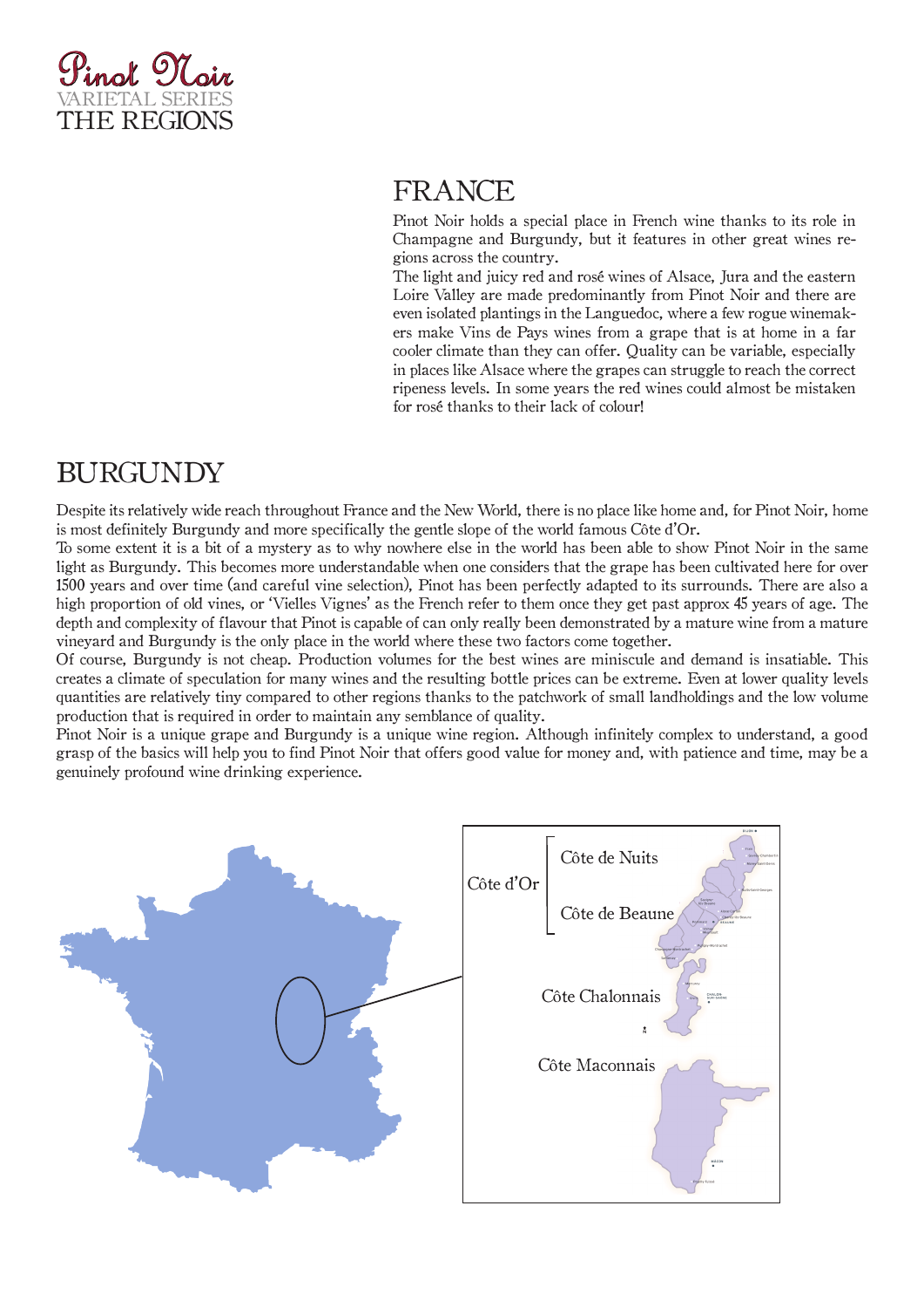# Pinot Noir

VARIETAL SERIES

THE REGIONS

## FRANCE

Pinot Noir holds a special place in French wine thanks to its role in Champagne and Burgundy, but it features in other great wines regions across the country.

The light and juicy red and rosé wines of Alsace, Jura and the eastern Loire Valley are made predominantly from Pinot Noir and there are even isolated plantings in the Languedoc, where a few rogue winemakers make Vins de Pays wines from a grape that is at home in a far cooler climate than they can offer. Quality can be variable, especially in places like Alsace where the grapes can struggle to reach the correct ripeness levels. In some years the red wines could almost be mistaken for rosé thanks to their lack of colour!

## BURGUNDY

Despite its relatively wide reach throughout France and the New World, there is no place like home and, for Pinot Noir, home is most definitely Burgundy and more specifically the gentle slope of the world famous Côte d'Or.

To some extent it is a bit of a mystery as to why nowhere else in the world has been able to show Pinot Noir in the same light as Burgundy. This becomes more understandable when one considers that the grape has been cultivated here for over 1500 years and over time (and careful vine selection), Pinot has been perfectly adapted to its surrounds. There are also a high proportion of old vines, or 'Vielles Vignes' as the French refer to them once they get past approx 45 years of age. The depth and complexity of flavour that Pinot is capable of can only really been demonstrated by a mature wine from a mature vineyard and Burgundy is the only place in the world where these two factors come together.

Of course, Burgundy is not cheap. Production volumes for the best wines are miniscule and demand is insatiable. This creates a climate of speculation for many wines and the resulting bottle prices can be extreme. Even at lower quality levels quantities are relatively tiny compared to other regions thanks to the patchwork of small landholdings and the low volume production that is required in order to maintain any semblance of quality.

Pinot Noir is a unique grape and Burgundy is a unique wine region. Although infinitely complex to understand, a good grasp of the basics will help you to find Pinot Noir that offers good value for money and, with patience and time, may be a genuinely profound wine drinking experience.

Côte d'Or
- Côte de Nuits
- Côte de Beaune

Côte Chalonnais

Côte Maconnais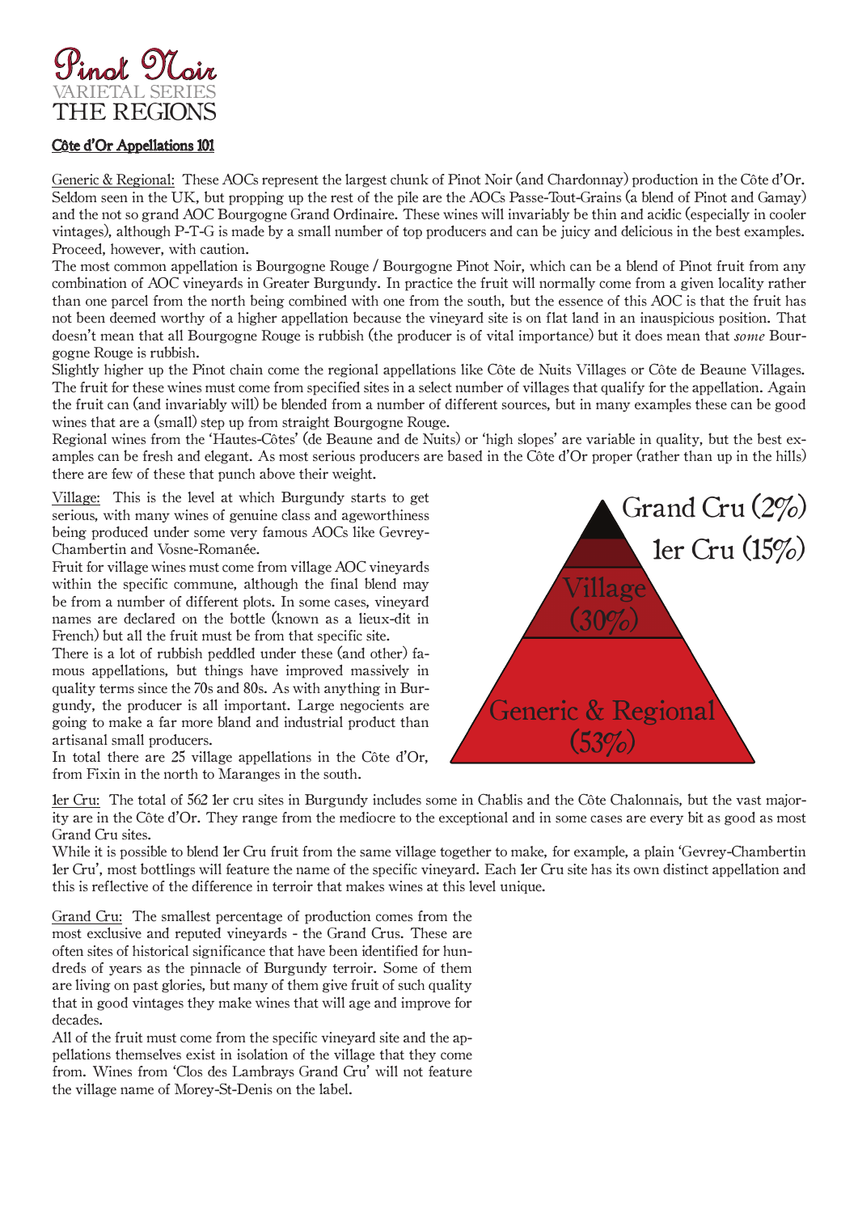# Pinot Noir

VARIETAL SERIES

## THE REGIONS

### Côte d'Or Appellations 101

Generic & Regional: These AOCs represent the largest chunk of Pinot Noir (and Chardonnay) production in the Côte d'Or. Seldom seen in the UK, but propping up the rest of the pile are the AOCs Passe-Tout-Grains (a blend of Pinot and Gamay) and the not so grand AOC Bourgogne Grand Ordinaire. These wines will invariably be thin and acidic (especially in cooler vintages), although P-T-G is made by a small number of top producers and can be juicy and delicious in the best examples. Proceed, however, with caution.

The most common appellation is Bourgogne Rouge / Bourgogne Pinot Noir, which can be a blend of Pinot fruit from any combination of AOC vineyards in Greater Burgundy. In practice the fruit will normally come from a given locality rather than one parcel from the north being combined with one from the south, but the essence of this AOC is that the fruit has not been deemed worthy of a higher appellation because the vineyard site is on flat land in an inauspicious position. That doesn't mean that all Bourgogne Rouge is rubbish (the producer is of vital importance) but it does mean that *some* Bourgogne Rouge is rubbish.

Slightly higher up the Pinot chain come the regional appellations like Côte de Nuits Villages or Côte de Beaune Villages. The fruit for these wines must come from specified sites in a select number of villages that qualify for the appellation. Again the fruit can (and invariably will) be blended from a number of different sources, but in many examples these can be good wines that are a (small) step up from straight Bourgogne Rouge.

Regional wines from the 'Hautes-Côtes' (de Beaune and de Nuits) or 'high slopes' are variable in quality, but the best examples can be fresh and elegant. As most serious producers are based in the Côte d'Or proper (rather than up in the hills) there are few of these that punch above their weight.

Village: This is the level at which Burgundy starts to get serious, with many wines of genuine class and ageworthiness being produced under some very famous AOCs like Gevrey-Chambertin and Vosne-Romanée.

Fruit for village wines must come from village AOC vineyards within the specific commune, although the final blend may be from a number of different plots. In some cases, vineyard names are declared on the bottle (known as a lieux-dit in French) but all the fruit must be from that specific site.

There is a lot of rubbish peddled under these (and other) famous appellations, but things have improved massively in quality terms since the 70s and 80s. As with anything in Burgundy, the producer is all important. Large negocients are going to make a far more bland and industrial product than artisanal small producers.

In total there are 25 village appellations in the Côte d'Or, from Fixin in the north to Maranges in the south.

Grand Cru (2%)

1er Cru (15%)

Village (30%)

Generic & Regional (53%)

1er Cru: The total of 562 1er cru sites in Burgundy includes some in Chablis and the Côte Chalonnais, but the vast majority are in the Côte d'Or. They range from the mediocre to the exceptional and in some cases are every bit as good as most Grand Cru sites.

While it is possible to blend 1er Cru fruit from the same village together to make, for example, a plain 'Gevrey-Chambertin 1er Cru', most bottlings will feature the name of the specific vineyard. Each 1er Cru site has its own distinct appellation and this is reflective of the difference in terroir that makes wines at this level unique.

Grand Cru: The smallest percentage of production comes from the most exclusive and reputed vineyards - the Grand Crus. These are often sites of historical significance that have been identified for hundreds of years as the pinnacle of Burgundy terroir. Some of them are living on past glories, but many of them give fruit of such quality that in good vintages they make wines that will age and improve for decades.

All of the fruit must come from the specific vineyard site and the appellations themselves exist in isolation of the village that they come from. Wines from 'Clos des Lambrays Grand Cru' will not feature the village name of Morey-St-Denis on the label.